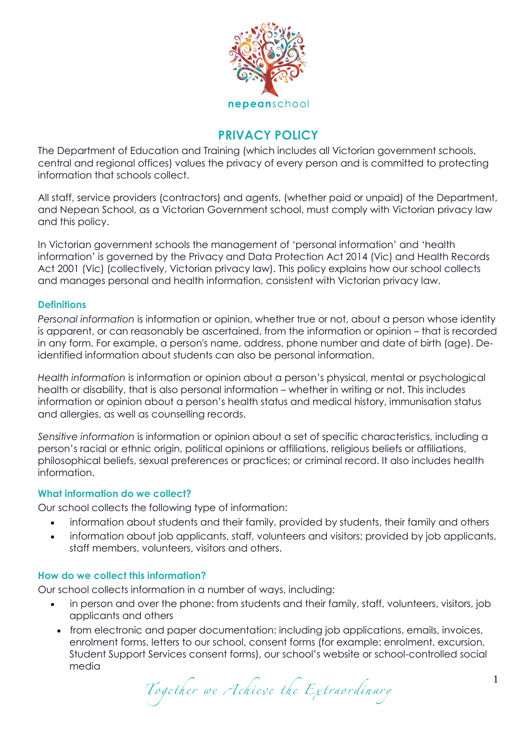# PRIVACY POLICY

The Department of Education and Training (which includes all Victorian government schools, central and regional offices) values the privacy of every person and is committed to protecting information that schools collect.

All staff, service providers (contractors) and agents, (whether paid or unpaid) of the Department, and Nepean School, as a Victorian Government school, must comply with Victorian privacy law and this policy.

In Victorian government schools the management of 'personal information' and 'health information' is governed by the Privacy and Data Protection Act 2014 (Vic) and Health Records Act 2001 (Vic) (collectively, Victorian privacy law). This policy explains how our school collects and manages personal and health information, consistent with Victorian privacy law.

## Definitions

*Personal information* is information or opinion, whether true or not, about a person whose identity is apparent, or can reasonably be ascertained, from the information or opinion – that is recorded in any form. For example, a person's name, address, phone number and date of birth (age). De-identified information about students can also be personal information.

*Health information* is information or opinion about a person's physical, mental or psychological health or disability, that is also personal information – whether in writing or not. This includes information or opinion about a person's health status and medical history, immunisation status and allergies, as well as counselling records.

*Sensitive information* is information or opinion about a set of specific characteristics, including a person's racial or ethnic origin, political opinions or affiliations, religious beliefs or affiliations, philosophical beliefs, sexual preferences or practices; or criminal record. It also includes health information.

## What information do we collect?

Our school collects the following type of information:

- information about students and their family, provided by students, their family and others
- information about job applicants, staff, volunteers and visitors; provided by job applicants, staff members, volunteers, visitors and others.

## How do we collect this information?

Our school collects information in a number of ways, including:

- in person and over the phone: from students and their family, staff, volunteers, visitors, job applicants and others
- from electronic and paper documentation: including job applications, emails, invoices, enrolment forms, letters to our school, consent forms (for example: enrolment, excursion, Student Support Services consent forms), our school's website or school-controlled social media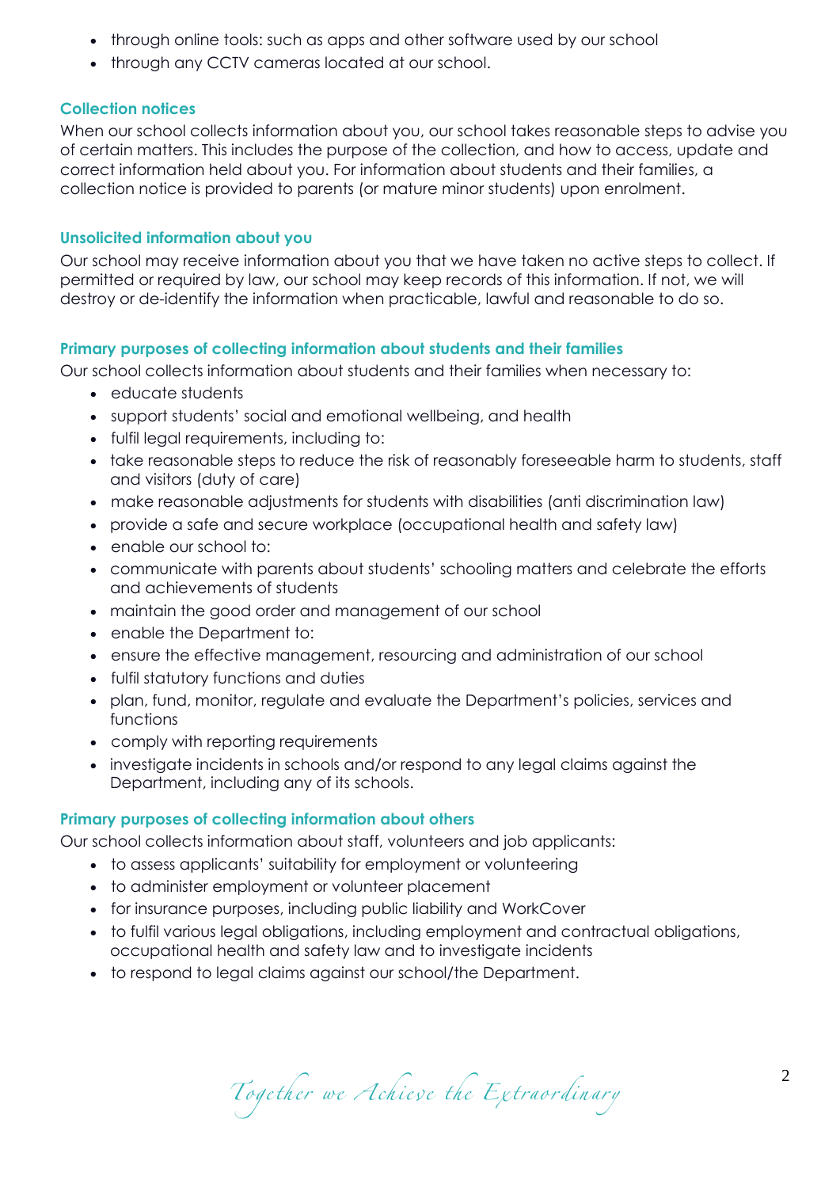- through online tools: such as apps and other software used by our school
- through any CCTV cameras located at our school.

### Collection notices

When our school collects information about you, our school takes reasonable steps to advise you of certain matters. This includes the purpose of the collection, and how to access, update and correct information held about you. For information about students and their families, a collection notice is provided to parents (or mature minor students) upon enrolment.

### Unsolicited information about you

Our school may receive information about you that we have taken no active steps to collect. If permitted or required by law, our school may keep records of this information. If not, we will destroy or de-identify the information when practicable, lawful and reasonable to do so.

### Primary purposes of collecting information about students and their families

Our school collects information about students and their families when necessary to:

- educate students
- support students' social and emotional wellbeing, and health
- fulfil legal requirements, including to:
- take reasonable steps to reduce the risk of reasonably foreseeable harm to students, staff and visitors (duty of care)
- make reasonable adjustments for students with disabilities (anti discrimination law)
- provide a safe and secure workplace (occupational health and safety law)
- enable our school to:
- communicate with parents about students' schooling matters and celebrate the efforts and achievements of students
- maintain the good order and management of our school
- enable the Department to:
- ensure the effective management, resourcing and administration of our school
- fulfil statutory functions and duties
- plan, fund, monitor, regulate and evaluate the Department's policies, services and functions
- comply with reporting requirements
- investigate incidents in schools and/or respond to any legal claims against the Department, including any of its schools.

### Primary purposes of collecting information about others

Our school collects information about staff, volunteers and job applicants:

- to assess applicants' suitability for employment or volunteering
- to administer employment or volunteer placement
- for insurance purposes, including public liability and WorkCover
- to fulfil various legal obligations, including employment and contractual obligations, occupational health and safety law and to investigate incidents
- to respond to legal claims against our school/the Department.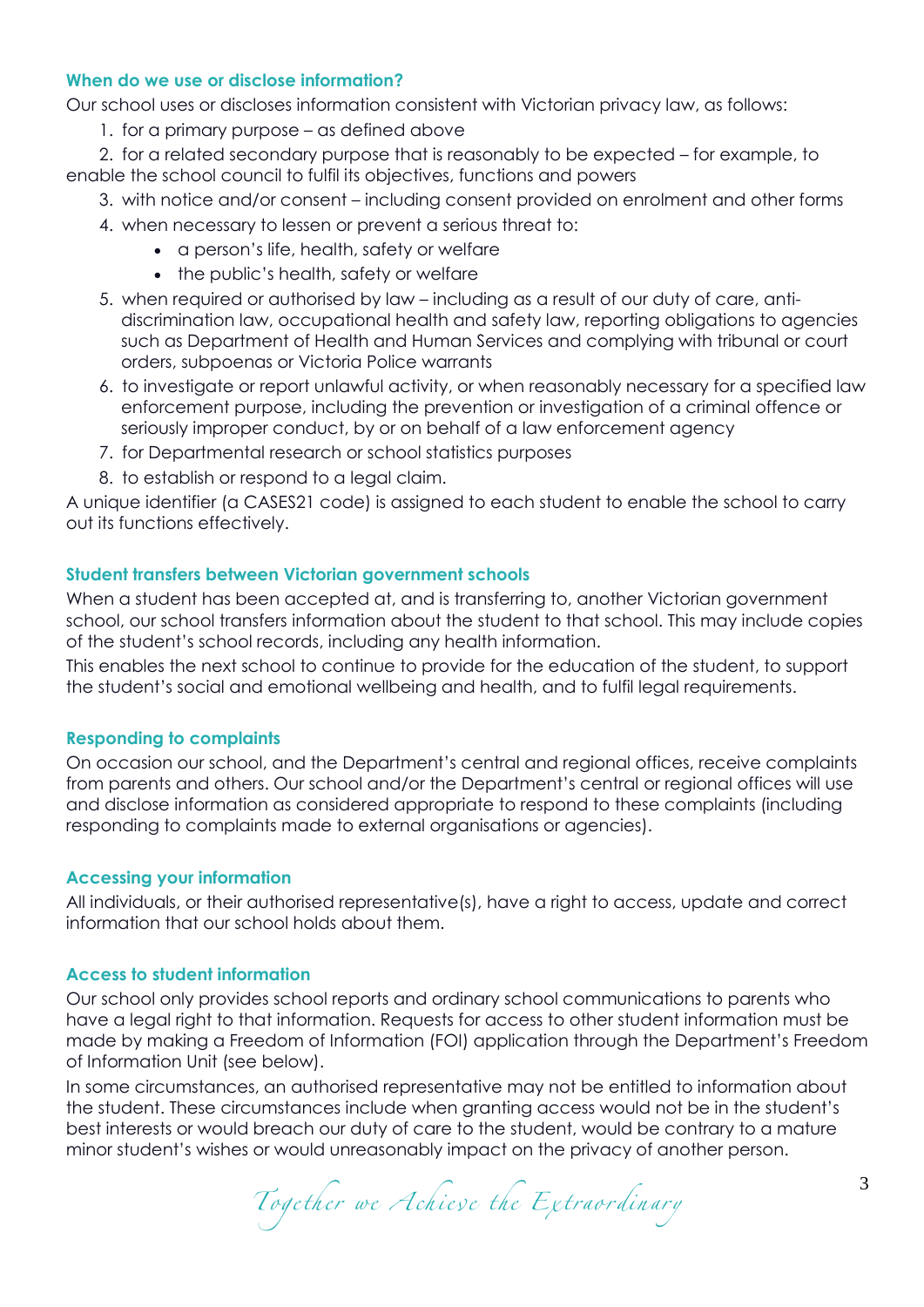### When do we use or disclose information?

Our school uses or discloses information consistent with Victorian privacy law, as follows:

1. for a primary purpose – as defined above
2. for a related secondary purpose that is reasonably to be expected – for example, to enable the school council to fulfil its objectives, functions and powers
3. with notice and/or consent – including consent provided on enrolment and other forms
4. when necessary to lessen or prevent a serious threat to:
   - a person's life, health, safety or welfare
   - the public's health, safety or welfare
5. when required or authorised by law – including as a result of our duty of care, anti-discrimination law, occupational health and safety law, reporting obligations to agencies such as Department of Health and Human Services and complying with tribunal or court orders, subpoenas or Victoria Police warrants
6. to investigate or report unlawful activity, or when reasonably necessary for a specified law enforcement purpose, including the prevention or investigation of a criminal offence or seriously improper conduct, by or on behalf of a law enforcement agency
7. for Departmental research or school statistics purposes
8. to establish or respond to a legal claim.

A unique identifier (a CASES21 code) is assigned to each student to enable the school to carry out its functions effectively.

### Student transfers between Victorian government schools

When a student has been accepted at, and is transferring to, another Victorian government school, our school transfers information about the student to that school. This may include copies of the student's school records, including any health information.

This enables the next school to continue to provide for the education of the student, to support the student's social and emotional wellbeing and health, and to fulfil legal requirements.

### Responding to complaints

On occasion our school, and the Department's central and regional offices, receive complaints from parents and others. Our school and/or the Department's central or regional offices will use and disclose information as considered appropriate to respond to these complaints (including responding to complaints made to external organisations or agencies).

### Accessing your information

All individuals, or their authorised representative(s), have a right to access, update and correct information that our school holds about them.

### Access to student information

Our school only provides school reports and ordinary school communications to parents who have a legal right to that information. Requests for access to other student information must be made by making a Freedom of Information (FOI) application through the Department's Freedom of Information Unit (see below).

In some circumstances, an authorised representative may not be entitled to information about the student. These circumstances include when granting access would not be in the student's best interests or would breach our duty of care to the student, would be contrary to a mature minor student's wishes or would unreasonably impact on the privacy of another person.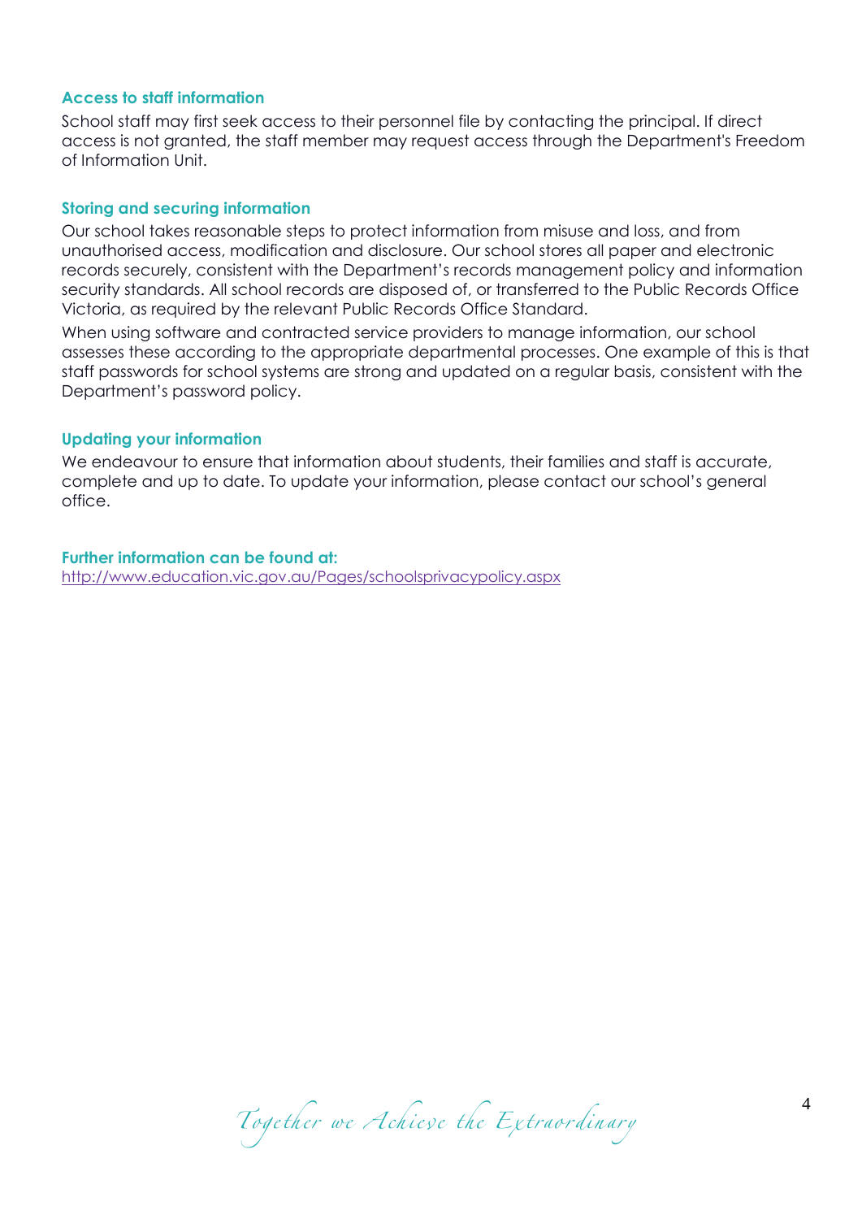### Access to staff information

School staff may first seek access to their personnel file by contacting the principal. If direct access is not granted, the staff member may request access through the Department's Freedom of Information Unit.

### Storing and securing information

Our school takes reasonable steps to protect information from misuse and loss, and from unauthorised access, modification and disclosure. Our school stores all paper and electronic records securely, consistent with the Department's records management policy and information security standards. All school records are disposed of, or transferred to the Public Records Office Victoria, as required by the relevant Public Records Office Standard.

When using software and contracted service providers to manage information, our school assesses these according to the appropriate departmental processes. One example of this is that staff passwords for school systems are strong and updated on a regular basis, consistent with the Department's password policy.

### Updating your information

We endeavour to ensure that information about students, their families and staff is accurate, complete and up to date. To update your information, please contact our school's general office.

**Further information can be found at:**
http://www.education.vic.gov.au/Pages/schoolsprivacypolicy.aspx